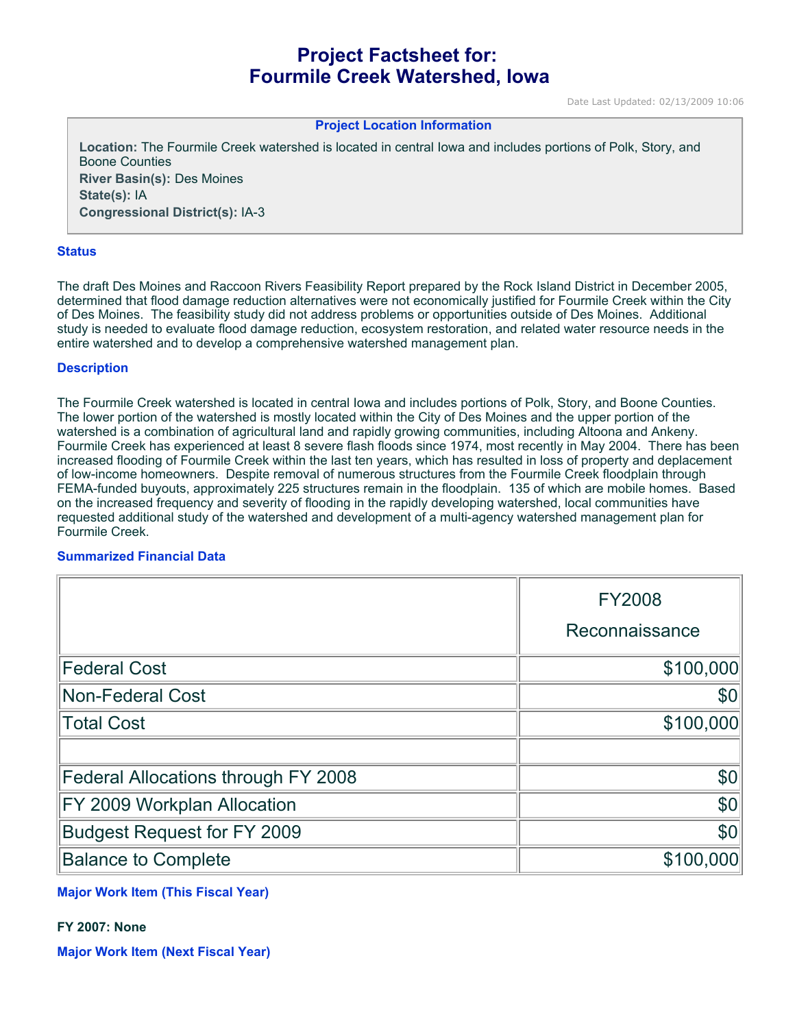# Project Factsheet for:
# Fourmile Creek Watershed, Iowa

Date Last Updated: 02/13/2009 10:06

**Project Location Information**

**Location:** The Fourmile Creek watershed is located in central Iowa and includes portions of Polk, Story, and Boone Counties
**River Basin(s):** Des Moines
**State(s):** IA
**Congressional District(s):** IA-3

### Status

The draft Des Moines and Raccoon Rivers Feasibility Report prepared by the Rock Island District in December 2005, determined that flood damage reduction alternatives were not economically justified for Fourmile Creek within the City of Des Moines. The feasibility study did not address problems or opportunities outside of Des Moines. Additional study is needed to evaluate flood damage reduction, ecosystem restoration, and related water resource needs in the entire watershed and to develop a comprehensive watershed management plan.

### Description

The Fourmile Creek watershed is located in central Iowa and includes portions of Polk, Story, and Boone Counties. The lower portion of the watershed is mostly located within the City of Des Moines and the upper portion of the watershed is a combination of agricultural land and rapidly growing communities, including Altoona and Ankeny. Fourmile Creek has experienced at least 8 severe flash floods since 1974, most recently in May 2004. There has been increased flooding of Fourmile Creek within the last ten years, which has resulted in loss of property and deplacement of low-income homeowners. Despite removal of numerous structures from the Fourmile Creek floodplain through FEMA-funded buyouts, approximately 225 structures remain in the floodplain. 135 of which are mobile homes. Based on the increased frequency and severity of flooding in the rapidly developing watershed, local communities have requested additional study of the watershed and development of a multi-agency watershed management plan for Fourmile Creek.

### Summarized Financial Data

| | FY2008 Reconnaissance |
|---|---|
| Federal Cost | $100,000 |
| Non-Federal Cost | $0 |
| Total Cost | $100,000 |
| | |
| Federal Allocations through FY 2008 | $0 |
| FY 2009 Workplan Allocation | $0 |
| Budgest Request for FY 2009 | $0 |
| Balance to Complete | $100,000 |

### Major Work Item (This Fiscal Year)

**FY 2007: None**

### Major Work Item (Next Fiscal Year)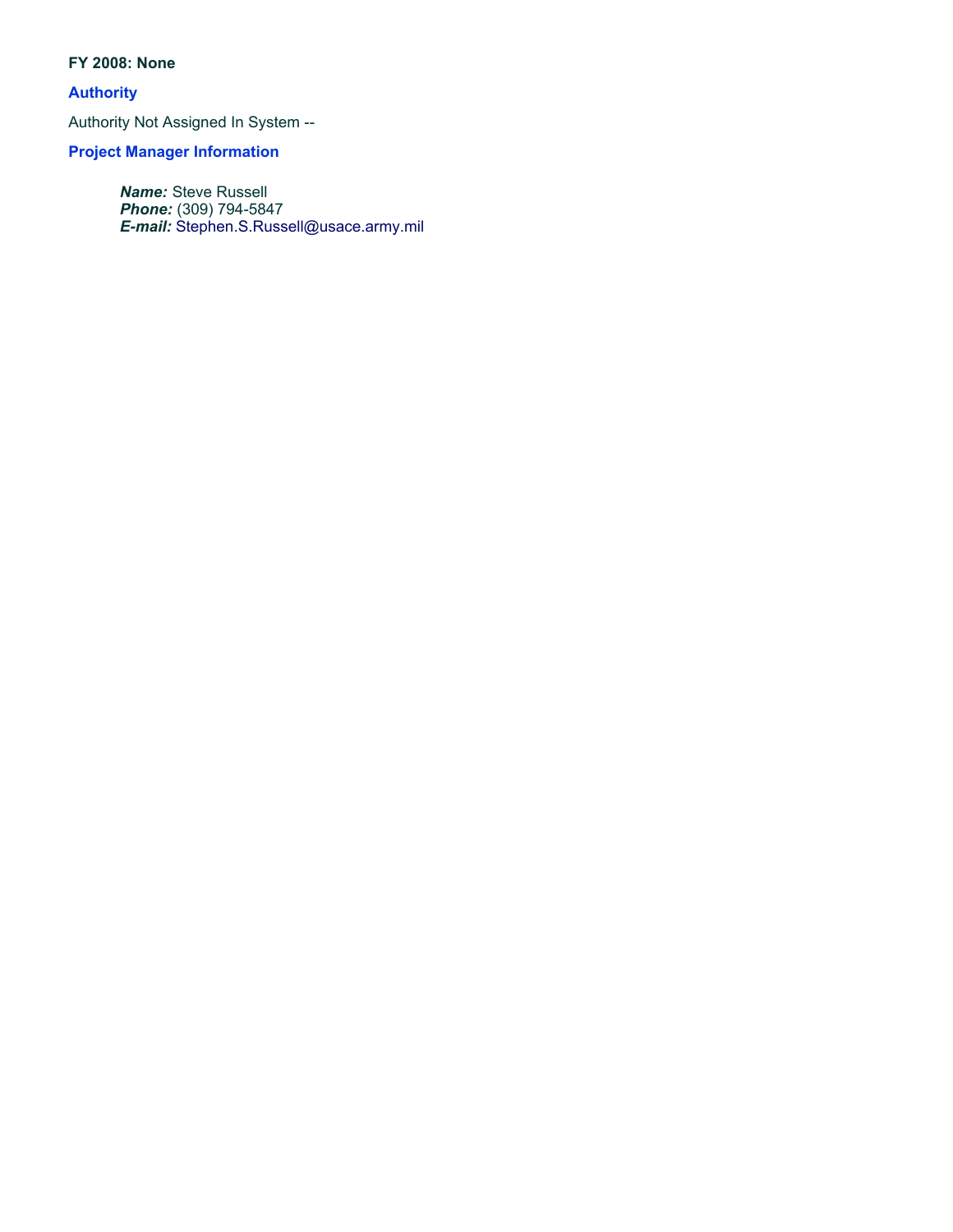**FY 2008: None**

## Authority

Authority Not Assigned In System --

## Project Manager Information

***Name:*** Steve Russell
***Phone:*** (309) 794-5847
***E-mail:*** Stephen.S.Russell@usace.army.mil